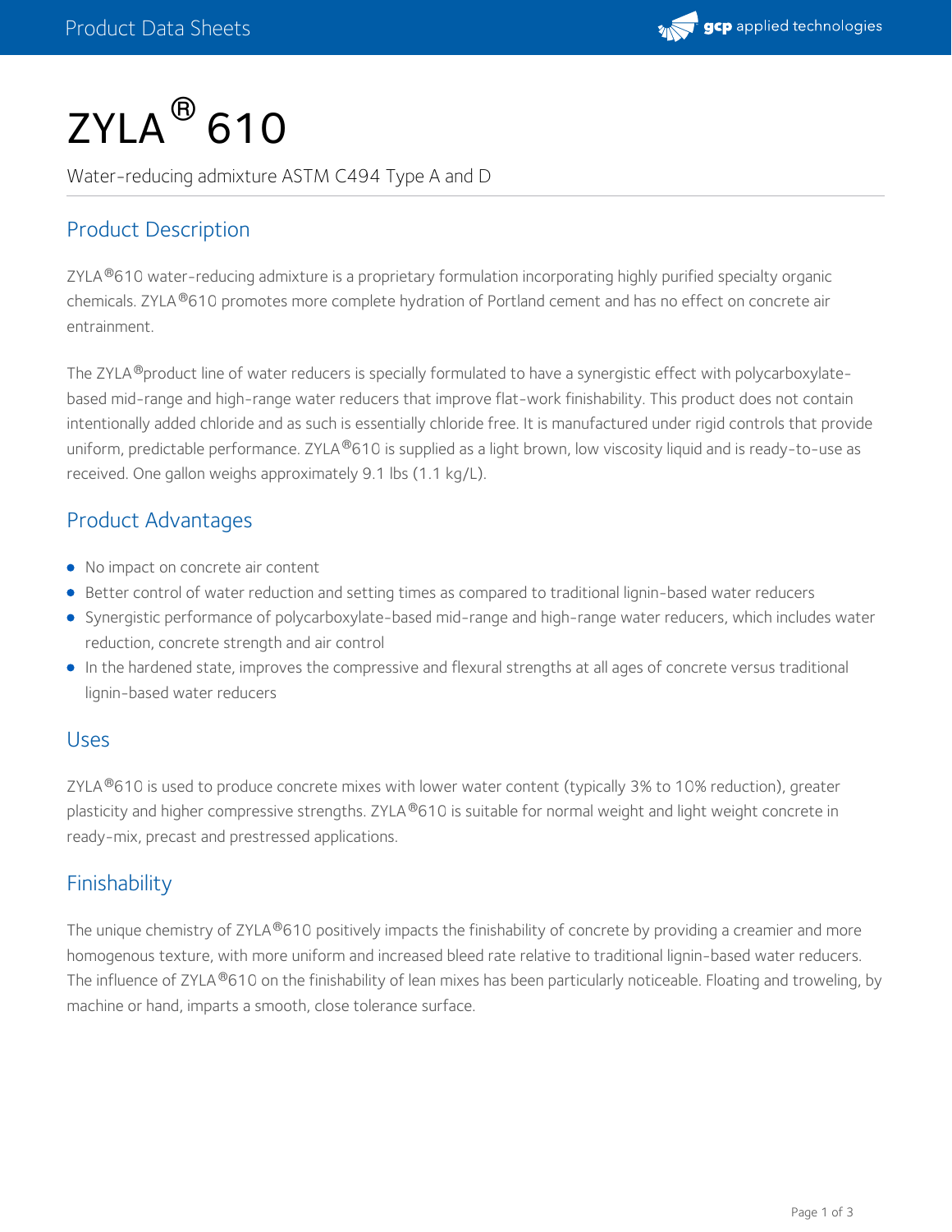# ZYLA® 610

Water-reducing admixture ASTM C494 Type A and D

## Product Description

ZYLA®610 water-reducing admixture is a proprietary formulation incorporating highly purified specialty organic chemicals. ZYLA®610 promotes more complete hydration of Portland cement and has no effect on concrete air entrainment.

The ZYLA®product line of water reducers is specially formulated to have a synergistic effect with polycarboxylate-based mid-range and high-range water reducers that improve flat-work finishability. This product does not contain intentionally added chloride and as such is essentially chloride free. It is manufactured under rigid controls that provide uniform, predictable performance. ZYLA®610 is supplied as a light brown, low viscosity liquid and is ready-to-use as received. One gallon weighs approximately 9.1 lbs (1.1 kg/L).

## Product Advantages

- No impact on concrete air content
- Better control of water reduction and setting times as compared to traditional lignin-based water reducers
- Synergistic performance of polycarboxylate-based mid-range and high-range water reducers, which includes water reduction, concrete strength and air control
- In the hardened state, improves the compressive and flexural strengths at all ages of concrete versus traditional lignin-based water reducers

## Uses

ZYLA®610 is used to produce concrete mixes with lower water content (typically 3% to 10% reduction), greater plasticity and higher compressive strengths. ZYLA®610 is suitable for normal weight and light weight concrete in ready-mix, precast and prestressed applications.

## Finishability

The unique chemistry of ZYLA®610 positively impacts the finishability of concrete by providing a creamier and more homogenous texture, with more uniform and increased bleed rate relative to traditional lignin-based water reducers. The influence of ZYLA®610 on the finishability of lean mixes has been particularly noticeable. Floating and troweling, by machine or hand, imparts a smooth, close tolerance surface.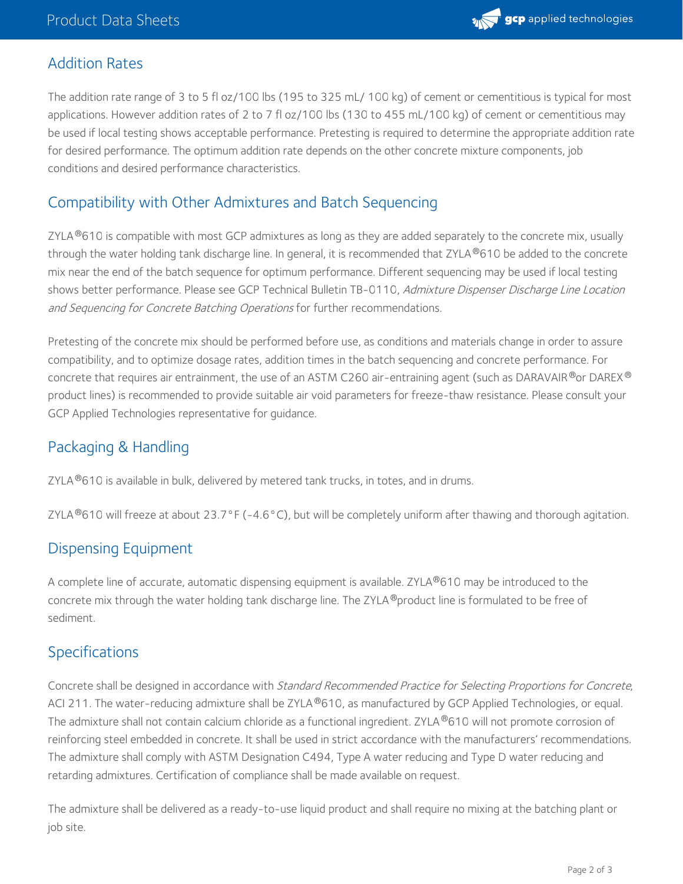## Addition Rates

The addition rate range of 3 to 5 fl oz/100 lbs (195 to 325 mL/ 100 kg) of cement or cementitious is typical for most applications. However addition rates of 2 to 7 fl oz/100 lbs (130 to 455 mL/100 kg) of cement or cementitious may be used if local testing shows acceptable performance. Pretesting is required to determine the appropriate addition rate for desired performance. The optimum addition rate depends on the other concrete mixture components, job conditions and desired performance characteristics.

## Compatibility with Other Admixtures and Batch Sequencing

ZYLA®610 is compatible with most GCP admixtures as long as they are added separately to the concrete mix, usually through the water holding tank discharge line. In general, it is recommended that ZYLA®610 be added to the concrete mix near the end of the batch sequence for optimum performance. Different sequencing may be used if local testing shows better performance. Please see GCP Technical Bulletin TB-0110, *Admixture Dispenser Discharge Line Location and Sequencing for Concrete Batching Operations* for further recommendations.

Pretesting of the concrete mix should be performed before use, as conditions and materials change in order to assure compatibility, and to optimize dosage rates, addition times in the batch sequencing and concrete performance. For concrete that requires air entrainment, the use of an ASTM C260 air-entraining agent (such as DARAVAIR® or DAREX® product lines) is recommended to provide suitable air void parameters for freeze-thaw resistance. Please consult your GCP Applied Technologies representative for guidance.

## Packaging & Handling

ZYLA®610 is available in bulk, delivered by metered tank trucks, in totes, and in drums.

ZYLA®610 will freeze at about 23.7°F (-4.6°C), but will be completely uniform after thawing and thorough agitation.

## Dispensing Equipment

A complete line of accurate, automatic dispensing equipment is available. ZYLA®610 may be introduced to the concrete mix through the water holding tank discharge line. The ZYLA® product line is formulated to be free of sediment.

## Specifications

Concrete shall be designed in accordance with *Standard Recommended Practice for Selecting Proportions for Concrete*, ACI 211. The water-reducing admixture shall be ZYLA®610, as manufactured by GCP Applied Technologies, or equal. The admixture shall not contain calcium chloride as a functional ingredient. ZYLA®610 will not promote corrosion of reinforcing steel embedded in concrete. It shall be used in strict accordance with the manufacturers' recommendations. The admixture shall comply with ASTM Designation C494, Type A water reducing and Type D water reducing and retarding admixtures. Certification of compliance shall be made available on request.

The admixture shall be delivered as a ready-to-use liquid product and shall require no mixing at the batching plant or job site.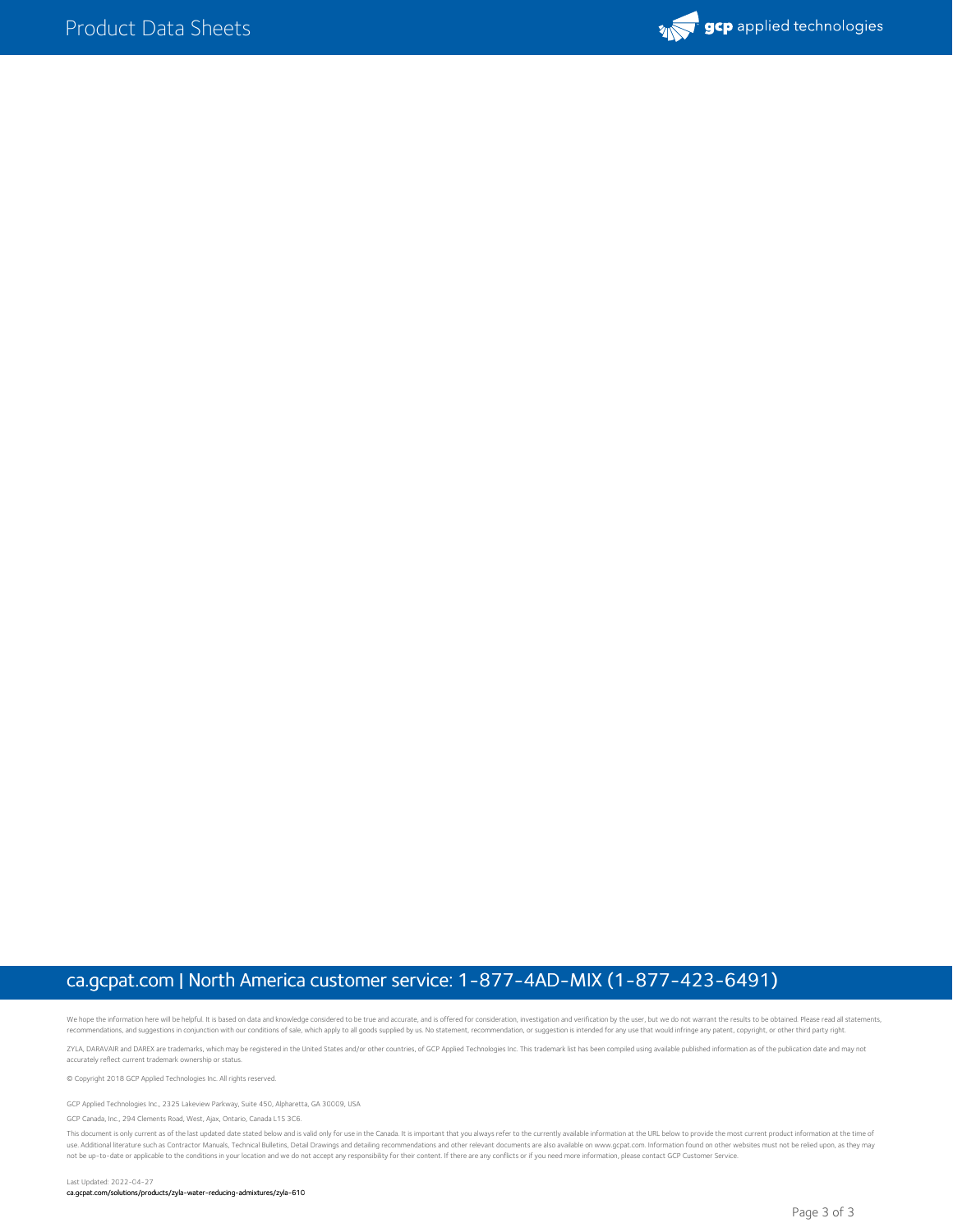ca.gcpat.com | North America customer service: 1-877-4AD-MIX (1-877-423-6491)

We hope the information here will be helpful. It is based on data and knowledge considered to be true and accurate, and is offered for consideration, investigation and verification by the user, but we do not warrant the results to be obtained. Please read all statements, recommendations, and suggestions in conjunction with our conditions of sale, which apply to all goods supplied by us. No statement, recommendation, or suggestion is intended for any use that would infringe any patent, copyright, or other third party right.

ZYLA, DARAVAIR and DAREX are trademarks, which may be registered in the United States and/or other countries, of GCP Applied Technologies Inc. This trademark list has been compiled using available published information as of the publication date and may not accurately reflect current trademark ownership or status.

© Copyright 2018 GCP Applied Technologies Inc. All rights reserved.

GCP Applied Technologies Inc., 2325 Lakeview Parkway, Suite 450, Alpharetta, GA 30009, USA

GCP Canada, Inc., 294 Clements Road, West, Ajax, Ontario, Canada L1S 3C6.

This document is only current as of the last updated date stated below and is valid only for use in the Canada. It is important that you always refer to the currently available information at the URL below to provide the most current product information at the time of use. Additional literature such as Contractor Manuals, Technical Bulletins, Detail Drawings and detailing recommendations and other relevant documents are also available on www.gcpat.com. Information found on other websites must not be relied upon, as they may not be up-to-date or applicable to the conditions in your location and we do not accept any responsibility for their content. If there are any conflicts or if you need more information, please contact GCP Customer Service.

Last Updated: 2022-04-27
ca.gcpat.com/solutions/products/zyla-water-reducing-admixtures/zyla-610